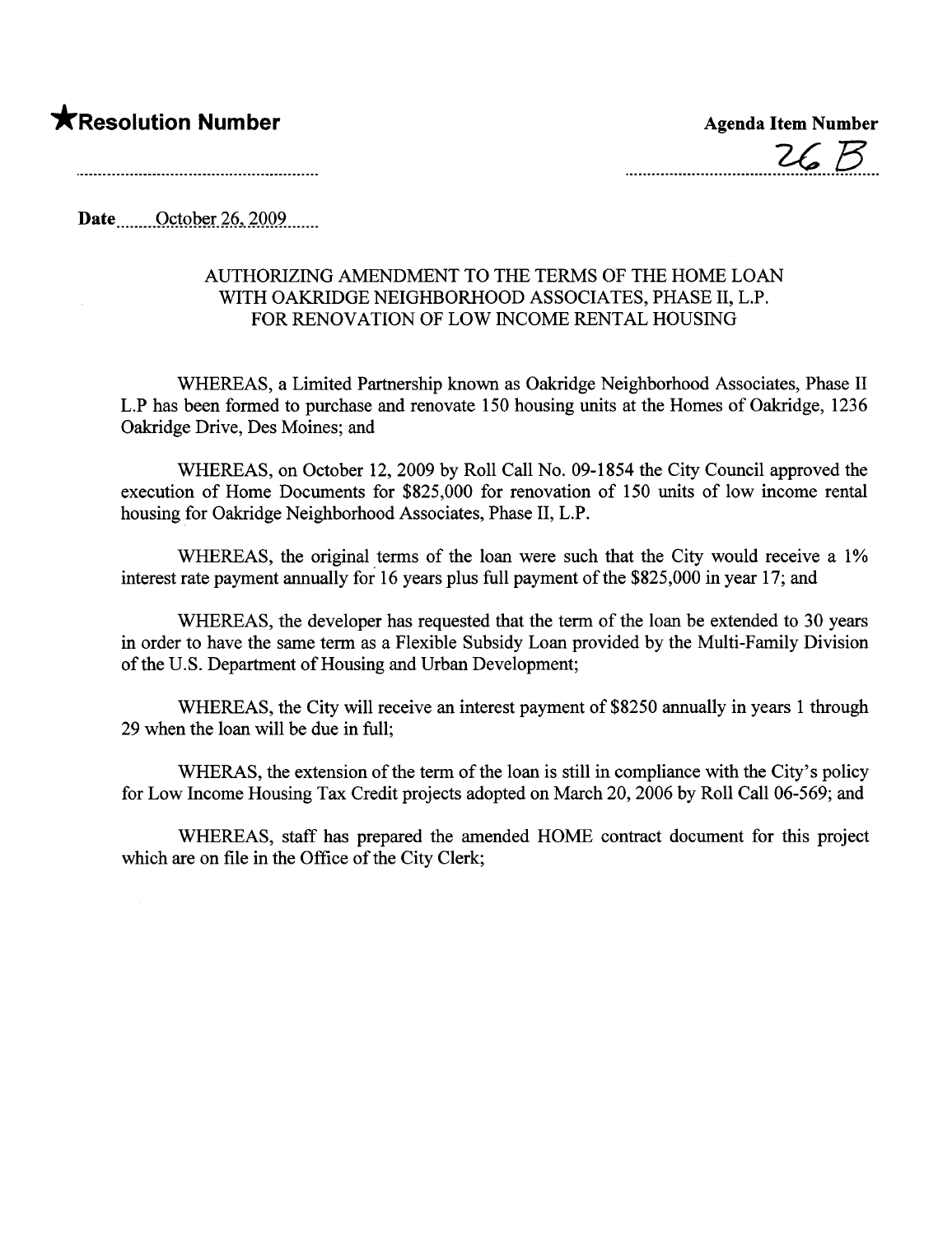★**Resolution Number**

**Agenda Item Number**

26 B

**Date** October 26, 2009

AUTHORIZING AMENDMENT TO THE TERMS OF THE HOME LOAN WITH OAKRIDGE NEIGHBORHOOD ASSOCIATES, PHASE II, L.P. FOR RENOVATION OF LOW INCOME RENTAL HOUSING

WHEREAS, a Limited Partnership known as Oakridge Neighborhood Associates, Phase II L.P has been formed to purchase and renovate 150 housing units at the Homes of Oakridge, 1236 Oakridge Drive, Des Moines; and

WHEREAS, on October 12, 2009 by Roll Call No. 09-1854 the City Council approved the execution of Home Documents for $825,000 for renovation of 150 units of low income rental housing for Oakridge Neighborhood Associates, Phase II, L.P.

WHEREAS, the original terms of the loan were such that the City would receive a 1% interest rate payment annually for 16 years plus full payment of the $825,000 in year 17; and

WHEREAS, the developer has requested that the term of the loan be extended to 30 years in order to have the same term as a Flexible Subsidy Loan provided by the Multi-Family Division of the U.S. Department of Housing and Urban Development;

WHEREAS, the City will receive an interest payment of $8250 annually in years 1 through 29 when the loan will be due in full;

WHERAS, the extension of the term of the loan is still in compliance with the City's policy for Low Income Housing Tax Credit projects adopted on March 20, 2006 by Roll Call 06-569; and

WHEREAS, staff has prepared the amended HOME contract document for this project which are on file in the Office of the City Clerk;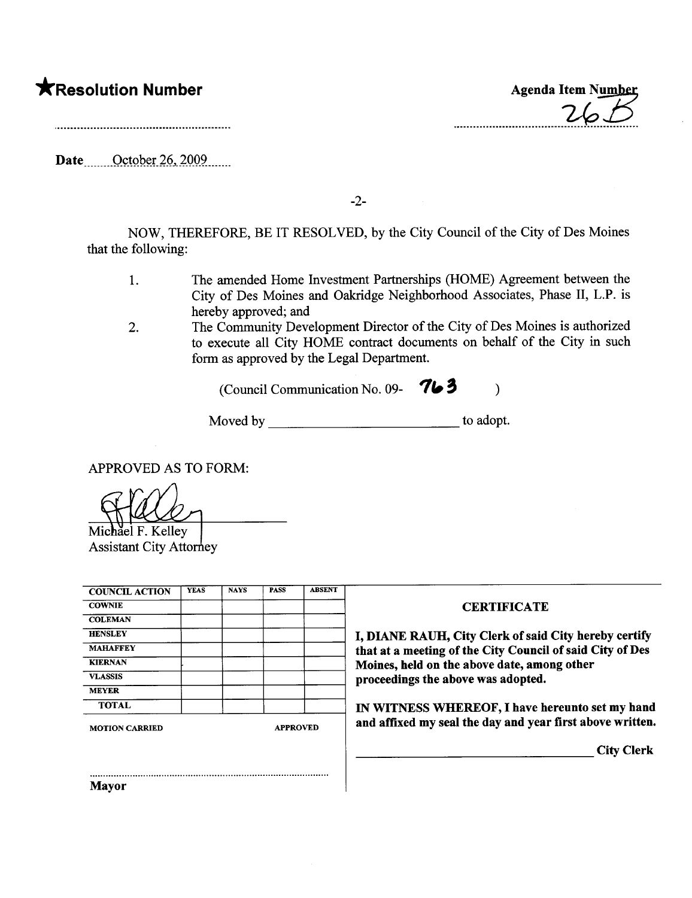★**Resolution Number**

Agenda Item Number
26B

Date October 26, 2009

NOW, THEREFORE, BE IT RESOLVED, by the City Council of the City of Des Moines that the following:

1. The amended Home Investment Partnerships (HOME) Agreement between the City of Des Moines and Oakridge Neighborhood Associates, Phase II, L.P. is hereby approved; and
2. The Community Development Director of the City of Des Moines is authorized to execute all City HOME contract documents on behalf of the City in such form as approved by the Legal Department.

(Council Communication No. 09- 763 )

Moved by ____________________ to adopt.

APPROVED AS TO FORM:

Michael F. Kelley
Assistant City Attorney

| COUNCIL ACTION | YEAS | NAYS | PASS | ABSENT |
|---|---|---|---|---|
| COWNIE | | | | |
| COLEMAN | | | | |
| HENSLEY | | | | |
| MAHAFFEY | | | | |
| KIERNAN | | | | |
| VLASSIS | | | | |
| MEYER | | | | |
| TOTAL | | | | |

MOTION CARRIED APPROVED

Mayor

**CERTIFICATE**

**I, DIANE RAUH, City Clerk of said City hereby certify that at a meeting of the City Council of said City of Des Moines, held on the above date, among other proceedings the above was adopted.**

**IN WITNESS WHEREOF, I have hereunto set my hand and affixed my seal the day and year first above written.**

____________________ **City Clerk**